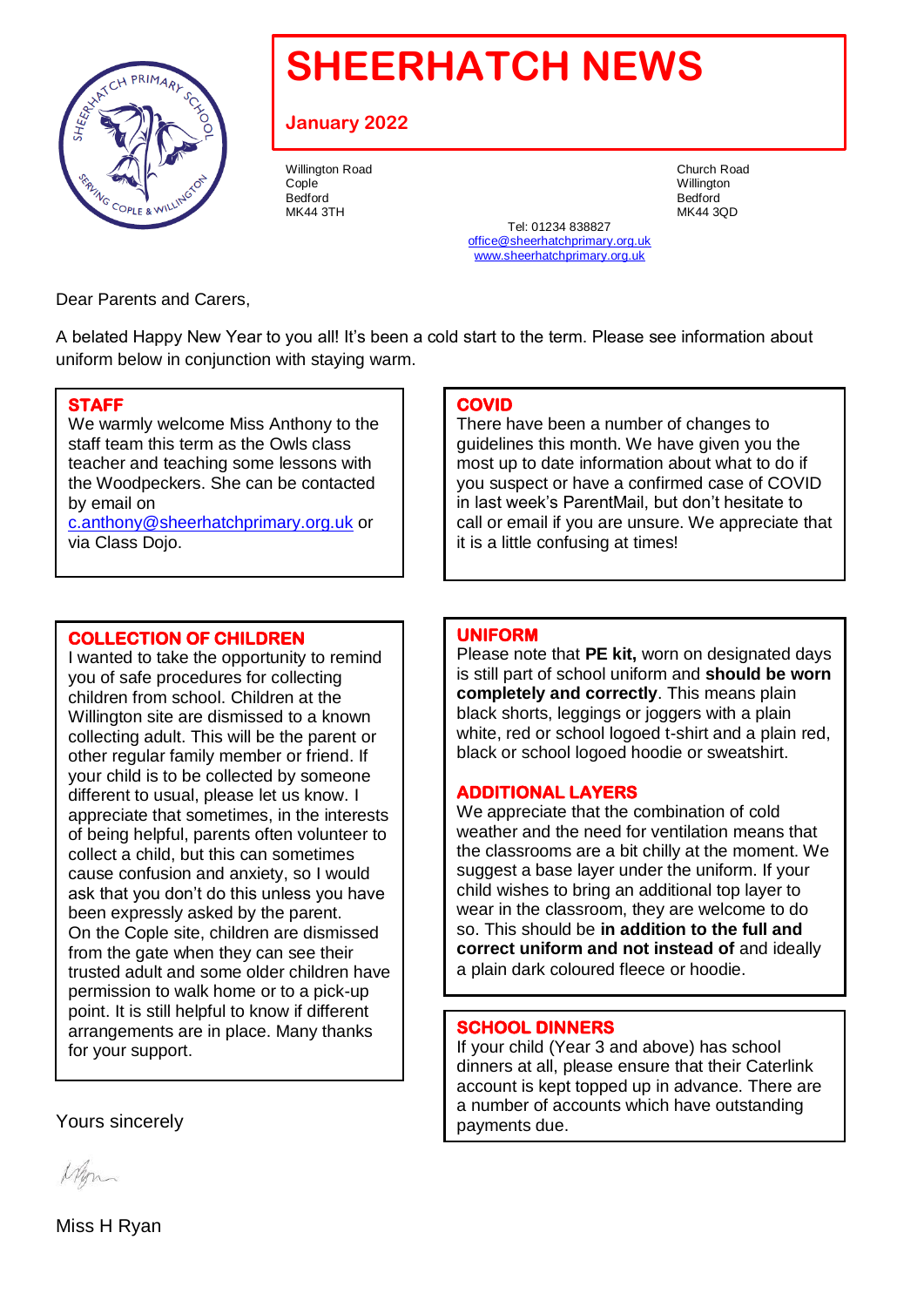# SHEERHATCH NEWS

**January 2022**

Willington Road
Cople
Bedford
MK44 3TH

Church Road
Willington
Bedford
MK44 3QD

Tel: 01234 838827
office@sheerhatchprimary.org.uk
www.sheerhatchprimary.org.uk

Dear Parents and Carers,

A belated Happy New Year to you all! It's been a cold start to the term. Please see information about uniform below in conjunction with staying warm.

## STAFF

We warmly welcome Miss Anthony to the staff team this term as the Owls class teacher and teaching some lessons with the Woodpeckers. She can be contacted by email on c.anthony@sheerhatchprimary.org.uk or via Class Dojo.

## COLLECTION OF CHILDREN

I wanted to take the opportunity to remind you of safe procedures for collecting children from school. Children at the Willington site are dismissed to a known collecting adult. This will be the parent or other regular family member or friend. If your child is to be collected by someone different to usual, please let us know. I appreciate that sometimes, in the interests of being helpful, parents often volunteer to collect a child, but this can sometimes cause confusion and anxiety, so I would ask that you don't do this unless you have been expressly asked by the parent. On the Cople site, children are dismissed from the gate when they can see their trusted adult and some older children have permission to walk home or to a pick-up point. It is still helpful to know if different arrangements are in place. Many thanks for your support.

## COVID

There have been a number of changes to guidelines this month. We have given you the most up to date information about what to do if you suspect or have a confirmed case of COVID in last week's ParentMail, but don't hesitate to call or email if you are unsure. We appreciate that it is a little confusing at times!

## UNIFORM

Please note that **PE kit,** worn on designated days is still part of school uniform and **should be worn completely and correctly**. This means plain black shorts, leggings or joggers with a plain white, red or school logoed t-shirt and a plain red, black or school logoed hoodie or sweatshirt.

## ADDITIONAL LAYERS

We appreciate that the combination of cold weather and the need for ventilation means that the classrooms are a bit chilly at the moment. We suggest a base layer under the uniform. If your child wishes to bring an additional top layer to wear in the classroom, they are welcome to do so. This should be **in addition to the full and correct uniform and not instead of** and ideally a plain dark coloured fleece or hoodie.

## SCHOOL DINNERS

If your child (Year 3 and above) has school dinners at all, please ensure that their Caterlink account is kept topped up in advance. There are a number of accounts which have outstanding payments due.

Yours sincerely

Miss H Ryan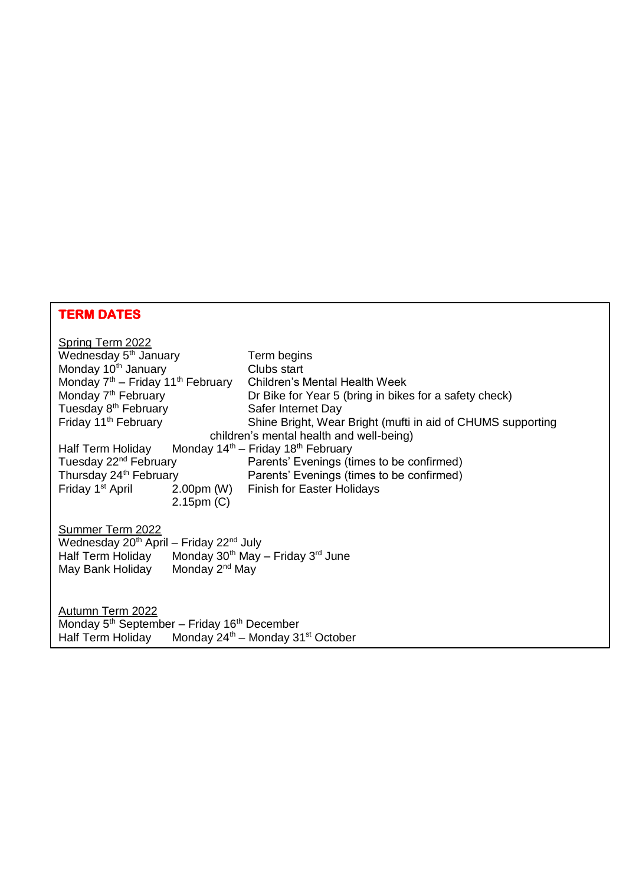## TERM DATES

Spring Term 2022

| | | |
|---|---|---|
| Wednesday 5th January | | Term begins |
| Monday 10th January | | Clubs start |
| Monday 7th – Friday 11th February | | Children's Mental Health Week |
| Monday 7th February | | Dr Bike for Year 5 (bring in bikes for a safety check) |
| Tuesday 8th February | | Safer Internet Day |
| Friday 11th February | | Shine Bright, Wear Bright (mufti in aid of CHUMS supporting children's mental health and well-being) |
| Half Term Holiday | Monday 14th – Friday 18th February | |
| Tuesday 22nd February | | Parents' Evenings (times to be confirmed) |
| Thursday 24th February | | Parents' Evenings (times to be confirmed) |
| Friday 1st April | 2.00pm (W) 2.15pm (C) | Finish for Easter Holidays |

Summer Term 2022

Wednesday 20th April – Friday 22nd July

| | |
|---|---|
| Half Term Holiday | Monday 30th May – Friday 3rd June |
| May Bank Holiday | Monday 2nd May |

Autumn Term 2022

Monday 5th September – Friday 16th December

| | |
|---|---|
| Half Term Holiday | Monday 24th – Monday 31st October |